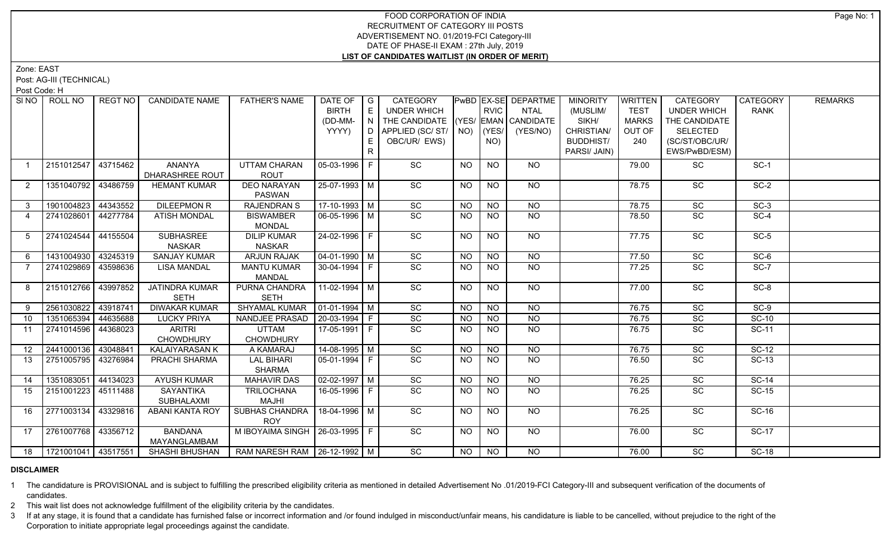# FOOD CORPORATION OF INDIA
## RECRUITMENT OF CATEGORY III POSTS
## ADVERTISEMENT NO. 01/2019-FCI Category-III
## DATE OF PHASE-II EXAM : 27th July, 2019
## LIST OF CANDIDATES WAITLIST (IN ORDER OF MERIT)

Zone: EAST

Post: AG-III (TECHNICAL)

Post Code: H

| Sl NO | ROLL NO | REGT NO | CANDIDATE NAME | FATHER'S NAME | DATE OF BIRTH (DD-MM-YYYY) | GENDER | CATEGORY UNDER WHICH THE CANDIDATE APPLIED (SC/ ST/ OBC/UR/ EWS) | PwBD (YES/ NO) | EX-SERVICEMAN (YES/ NO) | DEPARTMENTAL CANDIDATE (YES/NO) | MINORITY (MUSLIM/ SIKH/ CHRISTIAN/ BUDDHIST/ PARSI/ JAIN) | WRITTEN TEST MARKS OUT OF 240 | CATEGORY UNDER WHICH THE CANDIDATE SELECTED (SC/ST/OBC/UR/ EWS/PwBD/ESM) | CATEGORY RANK | REMARKS |
|---|---|---|---|---|---|---|---|---|---|---|---|---|---|---|---|
| 1 | 2151012547 | 43715462 | ANANYA DHARASHREE ROUT | UTTAM CHARAN ROUT | 05-03-1996 | F | SC | NO | NO | NO | | 79.00 | SC | SC-1 | |
| 2 | 1351040792 | 43486759 | HEMANT KUMAR | DEO NARAYAN PASWAN | 25-07-1993 | M | SC | NO | NO | NO | | 78.75 | SC | SC-2 | |
| 3 | 1901004823 | 44343552 | DILEEPMON R | RAJENDRAN S | 17-10-1993 | M | SC | NO | NO | NO | | 78.75 | SC | SC-3 | |
| 4 | 2741028601 | 44277784 | ATISH MONDAL | BISWAMBER MONDAL | 06-05-1996 | M | SC | NO | NO | NO | | 78.50 | SC | SC-4 | |
| 5 | 2741024544 | 44155504 | SUBHASREE NASKAR | DILIP KUMAR NASKAR | 24-02-1996 | F | SC | NO | NO | NO | | 77.75 | SC | SC-5 | |
| 6 | 1431004930 | 43245319 | SANJAY KUMAR | ARJUN RAJAK | 04-01-1990 | M | SC | NO | NO | NO | | 77.50 | SC | SC-6 | |
| 7 | 2741029869 | 43598636 | LISA MANDAL | MANTU KUMAR MANDAL | 30-04-1994 | F | SC | NO | NO | NO | | 77.25 | SC | SC-7 | |
| 8 | 2151012766 | 43997852 | JATINDRA KUMAR SETH | PURNA CHANDRA SETH | 11-02-1994 | M | SC | NO | NO | NO | | 77.00 | SC | SC-8 | |
| 9 | 2561030822 | 43918741 | DIWAKAR KUMAR | SHYAMAL KUMAR | 01-01-1994 | M | SC | NO | NO | NO | | 76.75 | SC | SC-9 | |
| 10 | 1351065394 | 44635688 | LUCKY PRIYA | NANDJEE PRASAD | 20-03-1994 | F | SC | NO | NO | NO | | 76.75 | SC | SC-10 | |
| 11 | 2741014596 | 44368023 | ARITRI CHOWDHURY | UTTAM CHOWDHURY | 17-05-1991 | F | SC | NO | NO | NO | | 76.75 | SC | SC-11 | |
| 12 | 2441000136 | 43048841 | KALAIYARASAN K | A KAMARAJ | 14-08-1995 | M | SC | NO | NO | NO | | 76.75 | SC | SC-12 | |
| 13 | 2751005795 | 43276984 | PRACHI SHARMA | LAL BIHARI SHARMA | 05-01-1994 | F | SC | NO | NO | NO | | 76.50 | SC | SC-13 | |
| 14 | 1351083051 | 44134023 | AYUSH KUMAR | MAHAVIR DAS | 02-02-1997 | M | SC | NO | NO | NO | | 76.25 | SC | SC-14 | |
| 15 | 2151001223 | 45111488 | SAYANTIKA SUBHALAXMI | TRILOCHANA MAJHI | 16-05-1996 | F | SC | NO | NO | NO | | 76.25 | SC | SC-15 | |
| 16 | 2771003134 | 43329816 | ABANI KANTA ROY | SUBHAS CHANDRA ROY | 18-04-1996 | M | SC | NO | NO | NO | | 76.25 | SC | SC-16 | |
| 17 | 2761007768 | 43356712 | BANDANA MAYANGLAMBAM | M IBOYAIMA SINGH | 26-03-1995 | F | SC | NO | NO | NO | | 76.00 | SC | SC-17 | |
| 18 | 1721001041 | 43517551 | SHASHI BHUSHAN | RAM NARESH RAM | 26-12-1992 | M | SC | NO | NO | NO | | 76.00 | SC | SC-18 | |

### DISCLAIMER

1 The candidature is PROVISIONAL and is subject to fulfilling the prescribed eligibility criteria as mentioned in detailed Advertisement No .01/2019-FCI Category-III and subsequent verification of the documents of candidates.

2 This wait list does not acknowledge fulfillment of the eligibility criteria by the candidates.

3 If at any stage, it is found that a candidate has furnished false or incorrect information and /or found indulged in misconduct/unfair means, his candidature is liable to be cancelled, without prejudice to the right of the Corporation to initiate appropriate legal proceedings against the candidate.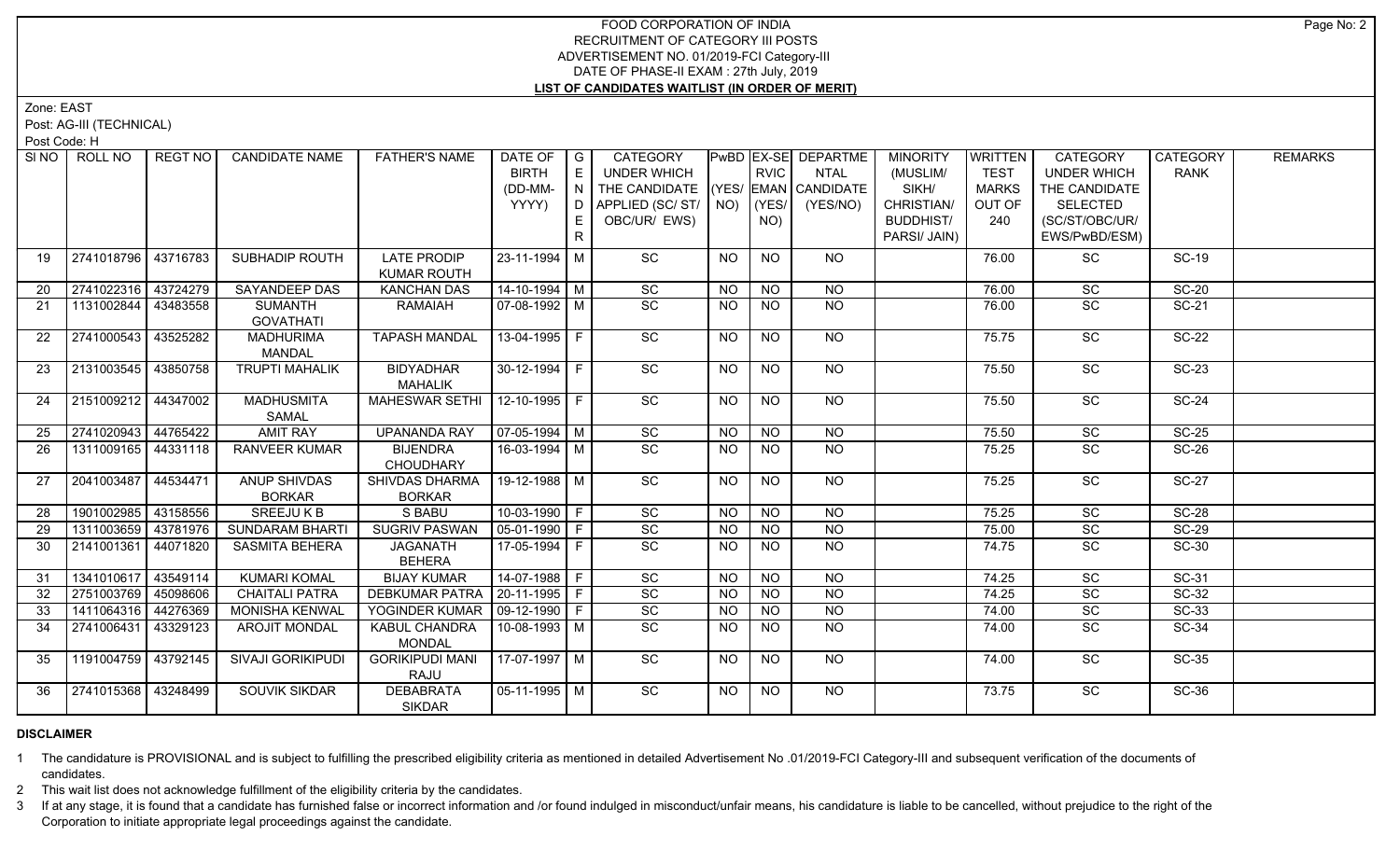# FOOD CORPORATION OF INDIA
## RECRUITMENT OF CATEGORY III POSTS
## ADVERTISEMENT NO. 01/2019-FCI Category-III
## DATE OF PHASE-II EXAM : 27th July, 2019
## LIST OF CANDIDATES WAITLIST (IN ORDER OF MERIT)

Zone: EAST

Post: AG-III (TECHNICAL)

Post Code: H

| Sl NO | ROLL NO | REGT NO | CANDIDATE NAME | FATHER'S NAME | DATE OF BIRTH (DD-MM-YYYY) | GENDER | CATEGORY UNDER WHICH THE CANDIDATE APPLIED (SC/ ST/ OBC/UR/ EWS) | PwBD (YES/ NO) | EX-SERVICEMAN (YES/ NO) | DEPARTMENTAL CANDIDATE (YES/NO) | MINORITY (MUSLIM/ SIKH/ CHRISTIAN/ BUDDHIST/ PARSI/ JAIN) | WRITTEN TEST MARKS OUT OF 240 | CATEGORY UNDER WHICH THE CANDIDATE SELECTED (SC/ST/OBC/UR/ EWS/PwBD/ESM) | CATEGORY RANK | REMARKS |
|---|---|---|---|---|---|---|---|---|---|---|---|---|---|---|---|
| 19 | 2741018796 | 43716783 | SUBHADIP ROUTH | LATE PRODIP KUMAR ROUTH | 23-11-1994 | M | SC | NO | NO | NO | | 76.00 | SC | SC-19 | |
| 20 | 2741022316 | 43724279 | SAYANDEEP DAS | KANCHAN DAS | 14-10-1994 | M | SC | NO | NO | NO | | 76.00 | SC | SC-20 | |
| 21 | 1131002844 | 43483558 | SUMANTH GOVATHATI | RAMAIAH | 07-08-1992 | M | SC | NO | NO | NO | | 76.00 | SC | SC-21 | |
| 22 | 2741000543 | 43525282 | MADHURIMA MANDAL | TAPASH MANDAL | 13-04-1995 | F | SC | NO | NO | NO | | 75.75 | SC | SC-22 | |
| 23 | 2131003545 | 43850758 | TRUPTI MAHALIK | BIDYADHAR MAHALIK | 30-12-1994 | F | SC | NO | NO | NO | | 75.50 | SC | SC-23 | |
| 24 | 2151009212 | 44347002 | MADHUSMITA SAMAL | MAHESWAR SETHI | 12-10-1995 | F | SC | NO | NO | NO | | 75.50 | SC | SC-24 | |
| 25 | 2741020943 | 44765422 | AMIT RAY | UPANANDA RAY | 07-05-1994 | M | SC | NO | NO | NO | | 75.50 | SC | SC-25 | |
| 26 | 1311009165 | 44331118 | RANVEER KUMAR | BIJENDRA CHOUDHARY | 16-03-1994 | M | SC | NO | NO | NO | | 75.25 | SC | SC-26 | |
| 27 | 2041003487 | 44534471 | ANUP SHIVDAS BORKAR | SHIVDAS DHARMA BORKAR | 19-12-1988 | M | SC | NO | NO | NO | | 75.25 | SC | SC-27 | |
| 28 | 1901002985 | 43158556 | SREEJU K B | S BABU | 10-03-1990 | F | SC | NO | NO | NO | | 75.25 | SC | SC-28 | |
| 29 | 1311003659 | 43781976 | SUNDARAM BHARTI | SUGRIV PASWAN | 05-01-1990 | F | SC | NO | NO | NO | | 75.00 | SC | SC-29 | |
| 30 | 2141001361 | 44071820 | SASMITA BEHERA | JAGANATH BEHERA | 17-05-1994 | F | SC | NO | NO | NO | | 74.75 | SC | SC-30 | |
| 31 | 1341010617 | 43549114 | KUMARI KOMAL | BIJAY KUMAR | 14-07-1988 | F | SC | NO | NO | NO | | 74.25 | SC | SC-31 | |
| 32 | 2751003769 | 45098606 | CHAITALI PATRA | DEBKUMAR PATRA | 20-11-1995 | F | SC | NO | NO | NO | | 74.25 | SC | SC-32 | |
| 33 | 1411064316 | 44276369 | MONISHA KENWAL | YOGINDER KUMAR | 09-12-1990 | F | SC | NO | NO | NO | | 74.00 | SC | SC-33 | |
| 34 | 2741006431 | 43329123 | AROJIT MONDAL | KABUL CHANDRA MONDAL | 10-08-1993 | M | SC | NO | NO | NO | | 74.00 | SC | SC-34 | |
| 35 | 1191004759 | 43792145 | SIVAJI GORIKIPUDI | GORIKIPUDI MANI RAJU | 17-07-1997 | M | SC | NO | NO | NO | | 74.00 | SC | SC-35 | |
| 36 | 2741015368 | 43248499 | SOUVIK SIKDAR | DEBABRATA SIKDAR | 05-11-1995 | M | SC | NO | NO | NO | | 73.75 | SC | SC-36 | |

**DISCLAIMER**

1 The candidature is PROVISIONAL and is subject to fulfilling the prescribed eligibility criteria as mentioned in detailed Advertisement No .01/2019-FCI Category-III and subsequent verification of the documents of candidates.

2 This wait list does not acknowledge fulfillment of the eligibility criteria by the candidates.

3 If at any stage, it is found that a candidate has furnished false or incorrect information and /or found indulged in misconduct/unfair means, his candidature is liable to be cancelled, without prejudice to the right of the Corporation to initiate appropriate legal proceedings against the candidate.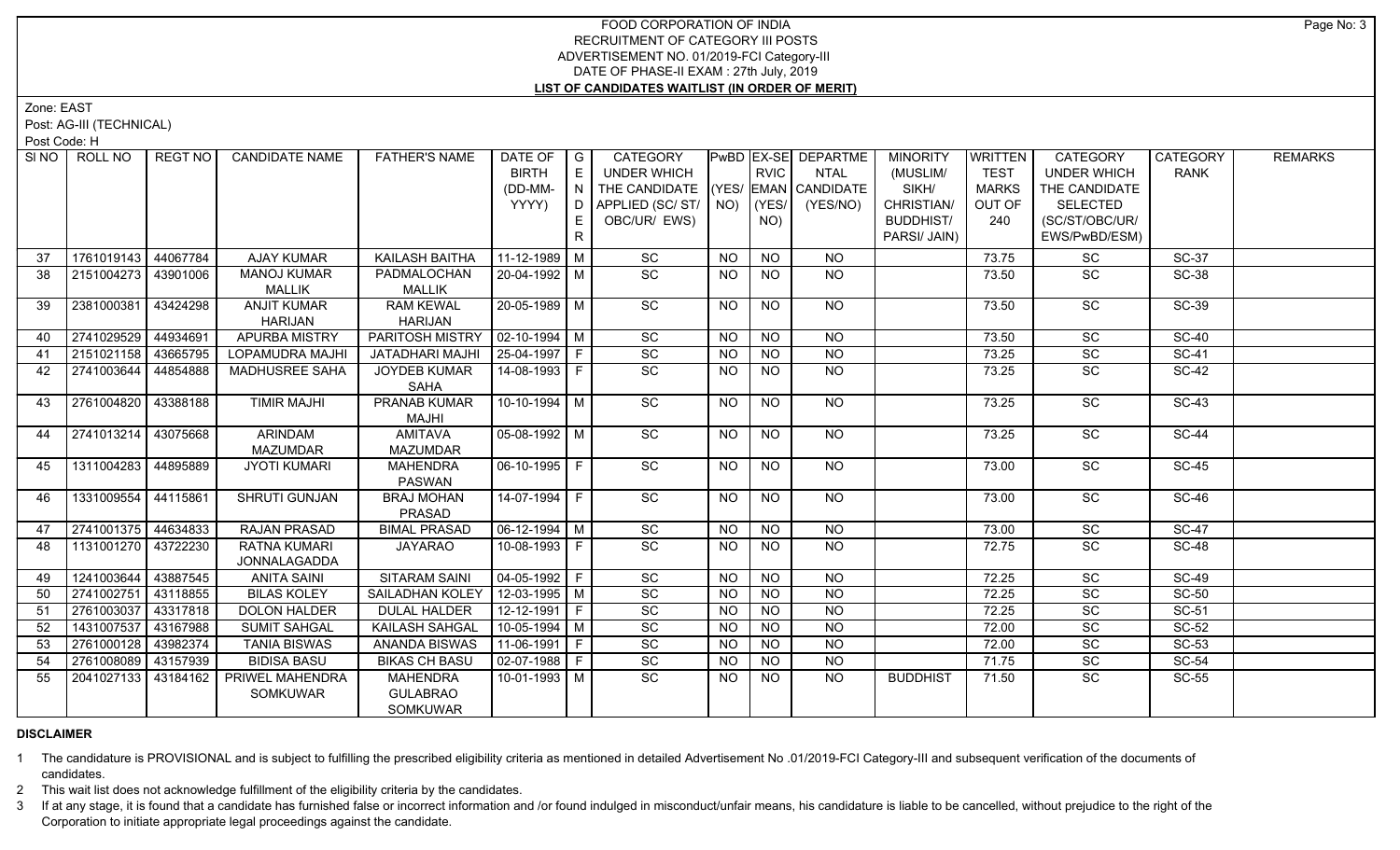# FOOD CORPORATION OF INDIA
## RECRUITMENT OF CATEGORY III POSTS
## ADVERTISEMENT NO. 01/2019-FCI Category-III
## DATE OF PHASE-II EXAM : 27th July, 2019
## LIST OF CANDIDATES WAITLIST (IN ORDER OF MERIT)

Zone: EAST

Post: AG-III (TECHNICAL)

Post Code: H

| Sl NO | ROLL NO | REGT NO | CANDIDATE NAME | FATHER'S NAME | DATE OF BIRTH (DD-MM-YYYY) | GENDER | CATEGORY UNDER WHICH THE CANDIDATE APPLIED (SC/ ST/ OBC/UR/ EWS) | PwBD (YES/ NO) | EX-SERVICEMAN (YES/ NO) | DEPARTMENTAL CANDIDATE (YES/NO) | MINORITY (MUSLIM/ SIKH/ CHRISTIAN/ BUDDHIST/ PARSI/ JAIN) | WRITTEN TEST MARKS OUT OF 240 | CATEGORY UNDER WHICH THE CANDIDATE SELECTED (SC/ST/OBC/UR/ EWS/PwBD/ESM) | CATEGORY RANK | REMARKS |
|---|---|---|---|---|---|---|---|---|---|---|---|---|---|---|---|
| 37 | 1761019143 | 44067784 | AJAY KUMAR | KAILASH BAITHA | 11-12-1989 | M | SC | NO | NO | NO | | 73.75 | SC | SC-37 | |
| 38 | 2151004273 | 43901006 | MANOJ KUMAR MALLIK | PADMALOCHAN MALLIK | 20-04-1992 | M | SC | NO | NO | NO | | 73.50 | SC | SC-38 | |
| 39 | 2381000381 | 43424298 | ANJIT KUMAR HARIJAN | RAM KEWAL HARIJAN | 20-05-1989 | M | SC | NO | NO | NO | | 73.50 | SC | SC-39 | |
| 40 | 2741029529 | 44934691 | APURBA MISTRY | PARITOSH MISTRY | 02-10-1994 | M | SC | NO | NO | NO | | 73.50 | SC | SC-40 | |
| 41 | 2151021158 | 43665795 | LOPAMUDRA MAJHI | JATADHARI MAJHI | 25-04-1997 | F | SC | NO | NO | NO | | 73.25 | SC | SC-41 | |
| 42 | 2741003644 | 44854888 | MADHUSREE SAHA | JOYDEB KUMAR SAHA | 14-08-1993 | F | SC | NO | NO | NO | | 73.25 | SC | SC-42 | |
| 43 | 2761004820 | 43388188 | TIMIR MAJHI | PRANAB KUMAR MAJHI | 10-10-1994 | M | SC | NO | NO | NO | | 73.25 | SC | SC-43 | |
| 44 | 2741013214 | 43075668 | ARINDAM MAZUMDAR | AMITAVA MAZUMDAR | 05-08-1992 | M | SC | NO | NO | NO | | 73.25 | SC | SC-44 | |
| 45 | 1311004283 | 44895889 | JYOTI KUMARI | MAHENDRA PASWAN | 06-10-1995 | F | SC | NO | NO | NO | | 73.00 | SC | SC-45 | |
| 46 | 1331009554 | 44115861 | SHRUTI GUNJAN | BRAJ MOHAN PRASAD | 14-07-1994 | F | SC | NO | NO | NO | | 73.00 | SC | SC-46 | |
| 47 | 2741001375 | 44634833 | RAJAN PRASAD | BIMAL PRASAD | 06-12-1994 | M | SC | NO | NO | NO | | 73.00 | SC | SC-47 | |
| 48 | 1131001270 | 43722230 | RATNA KUMARI JONNALAGADDA | JAYARAO | 10-08-1993 | F | SC | NO | NO | NO | | 72.75 | SC | SC-48 | |
| 49 | 1241003644 | 43887545 | ANITA SAINI | SITARAM SAINI | 04-05-1992 | F | SC | NO | NO | NO | | 72.25 | SC | SC-49 | |
| 50 | 2741002751 | 43118855 | BILAS KOLEY | SAILADHAN KOLEY | 12-03-1995 | M | SC | NO | NO | NO | | 72.25 | SC | SC-50 | |
| 51 | 2761003037 | 43317818 | DOLON HALDER | DULAL HALDER | 12-12-1991 | F | SC | NO | NO | NO | | 72.25 | SC | SC-51 | |
| 52 | 1431007537 | 43167988 | SUMIT SAHGAL | KAILASH SAHGAL | 10-05-1994 | M | SC | NO | NO | NO | | 72.00 | SC | SC-52 | |
| 53 | 2761000128 | 43982374 | TANIA BISWAS | ANANDA BISWAS | 11-06-1991 | F | SC | NO | NO | NO | | 72.00 | SC | SC-53 | |
| 54 | 2761008089 | 43157939 | BIDISA BASU | BIKAS CH BASU | 02-07-1988 | F | SC | NO | NO | NO | | 71.75 | SC | SC-54 | |
| 55 | 2041027133 | 43184162 | PRIWEL MAHENDRA SOMKUWAR | MAHENDRA GULABRAO SOMKUWAR | 10-01-1993 | M | SC | NO | NO | NO | BUDDHIST | 71.50 | SC | SC-55 | |

**DISCLAIMER**

1 The candidature is PROVISIONAL and is subject to fulfilling the prescribed eligibility criteria as mentioned in detailed Advertisement No .01/2019-FCI Category-III and subsequent verification of the documents of candidates.

2 This wait list does not acknowledge fulfillment of the eligibility criteria by the candidates.

3 If at any stage, it is found that a candidate has furnished false or incorrect information and /or found indulged in misconduct/unfair means, his candidature is liable to be cancelled, without prejudice to the right of the Corporation to initiate appropriate legal proceedings against the candidate.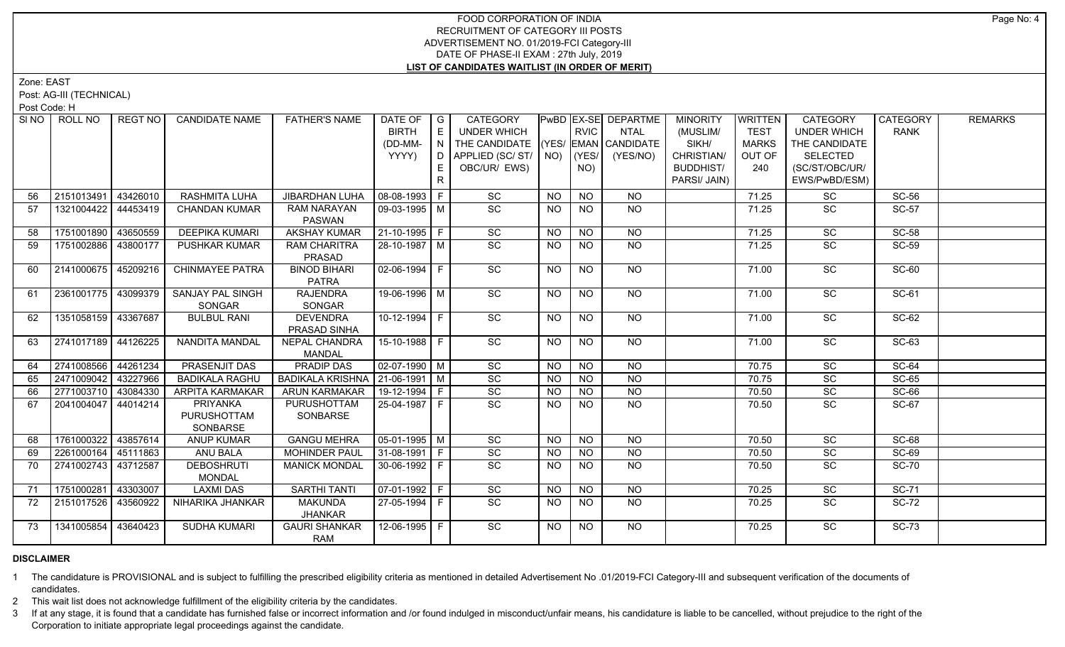FOOD CORPORATION OF INDIA
RECRUITMENT OF CATEGORY III POSTS
ADVERTISEMENT NO. 01/2019-FCI Category-III
DATE OF PHASE-II EXAM : 27th July, 2019
**LIST OF CANDIDATES WAITLIST (IN ORDER OF MERIT)**

Zone: EAST

Post: AG-III (TECHNICAL)

Post Code: H

| Sl NO | ROLL NO | REGT NO | CANDIDATE NAME | FATHER'S NAME | DATE OF BIRTH (DD-MM-YYYY) | GENDER | CATEGORY UNDER WHICH THE CANDIDATE APPLIED (SC/ ST/ OBC/UR/ EWS) | PwBD (YES/ NO) | EX-SERVICEMAN (YES/ NO) | DEPARTMENTAL CANDIDATE (YES/NO) | MINORITY (MUSLIM/ SIKH/ CHRISTIAN/ BUDDHIST/ PARSI/ JAIN) | WRITTEN TEST MARKS OUT OF 240 | CATEGORY UNDER WHICH THE CANDIDATE SELECTED (SC/ST/OBC/UR/ EWS/PwBD/ESM) | CATEGORY RANK | REMARKS |
|---|---|---|---|---|---|---|---|---|---|---|---|---|---|---|---|
| 56 | 2151013491 | 43426010 | RASHMITA LUHA | JIBARDHAN LUHA | 08-08-1993 | F | SC | NO | NO | NO | | 71.25 | SC | SC-56 | |
| 57 | 1321004422 | 44453419 | CHANDAN KUMAR | RAM NARAYAN PASWAN | 09-03-1995 | M | SC | NO | NO | NO | | 71.25 | SC | SC-57 | |
| 58 | 1751001890 | 43650559 | DEEPIKA KUMARI | AKSHAY KUMAR | 21-10-1995 | F | SC | NO | NO | NO | | 71.25 | SC | SC-58 | |
| 59 | 1751002886 | 43800177 | PUSHKAR KUMAR | RAM CHARITRA PRASAD | 28-10-1987 | M | SC | NO | NO | NO | | 71.25 | SC | SC-59 | |
| 60 | 2141000675 | 45209216 | CHINMAYEE PATRA | BINOD BIHARI PATRA | 02-06-1994 | F | SC | NO | NO | NO | | 71.00 | SC | SC-60 | |
| 61 | 2361001775 | 43099379 | SANJAY PAL SINGH SONGAR | RAJENDRA SONGAR | 19-06-1996 | M | SC | NO | NO | NO | | 71.00 | SC | SC-61 | |
| 62 | 1351058159 | 43367687 | BULBUL RANI | DEVENDRA PRASAD SINHA | 10-12-1994 | F | SC | NO | NO | NO | | 71.00 | SC | SC-62 | |
| 63 | 2741017189 | 44126225 | NANDITA MANDAL | NEPAL CHANDRA MANDAL | 15-10-1988 | F | SC | NO | NO | NO | | 71.00 | SC | SC-63 | |
| 64 | 2741008566 | 44261234 | PRASENJIT DAS | PRADIP DAS | 02-07-1990 | M | SC | NO | NO | NO | | 70.75 | SC | SC-64 | |
| 65 | 2471009042 | 43227966 | BADIKALA RAGHU | BADIKALA KRISHNA | 21-06-1991 | M | SC | NO | NO | NO | | 70.75 | SC | SC-65 | |
| 66 | 2771003710 | 43084330 | ARPITA KARMAKAR | ARUN KARMAKAR | 19-12-1994 | F | SC | NO | NO | NO | | 70.50 | SC | SC-66 | |
| 67 | 2041004047 | 44014214 | PRIYANKA PURUSHOTTAM SONBARSE | PURUSHOTTAM SONBARSE | 25-04-1987 | F | SC | NO | NO | NO | | 70.50 | SC | SC-67 | |
| 68 | 1761000322 | 43857614 | ANUP KUMAR | GANGU MEHRA | 05-01-1995 | M | SC | NO | NO | NO | | 70.50 | SC | SC-68 | |
| 69 | 2261000164 | 45111863 | ANU BALA | MOHINDER PAUL | 31-08-1991 | F | SC | NO | NO | NO | | 70.50 | SC | SC-69 | |
| 70 | 2741002743 | 43712587 | DEBOSHRUTI MONDAL | MANICK MONDAL | 30-06-1992 | F | SC | NO | NO | NO | | 70.50 | SC | SC-70 | |
| 71 | 1751000281 | 43303007 | LAXMI DAS | SARTHI TANTI | 07-01-1992 | F | SC | NO | NO | NO | | 70.25 | SC | SC-71 | |
| 72 | 2151017526 | 43560922 | NIHARIKA JHANKAR | MAKUNDA JHANKAR | 27-05-1994 | F | SC | NO | NO | NO | | 70.25 | SC | SC-72 | |
| 73 | 1341005854 | 43640423 | SUDHA KUMARI | GAURI SHANKAR RAM | 12-06-1995 | F | SC | NO | NO | NO | | 70.25 | SC | SC-73 | |

**DISCLAIMER**

1 The candidature is PROVISIONAL and is subject to fulfilling the prescribed eligibility criteria as mentioned in detailed Advertisement No .01/2019-FCI Category-III and subsequent verification of the documents of candidates.

2 This wait list does not acknowledge fulfillment of the eligibility criteria by the candidates.

3 If at any stage, it is found that a candidate has furnished false or incorrect information and /or found indulged in misconduct/unfair means, his candidature is liable to be cancelled, without prejudice to the right of the Corporation to initiate appropriate legal proceedings against the candidate.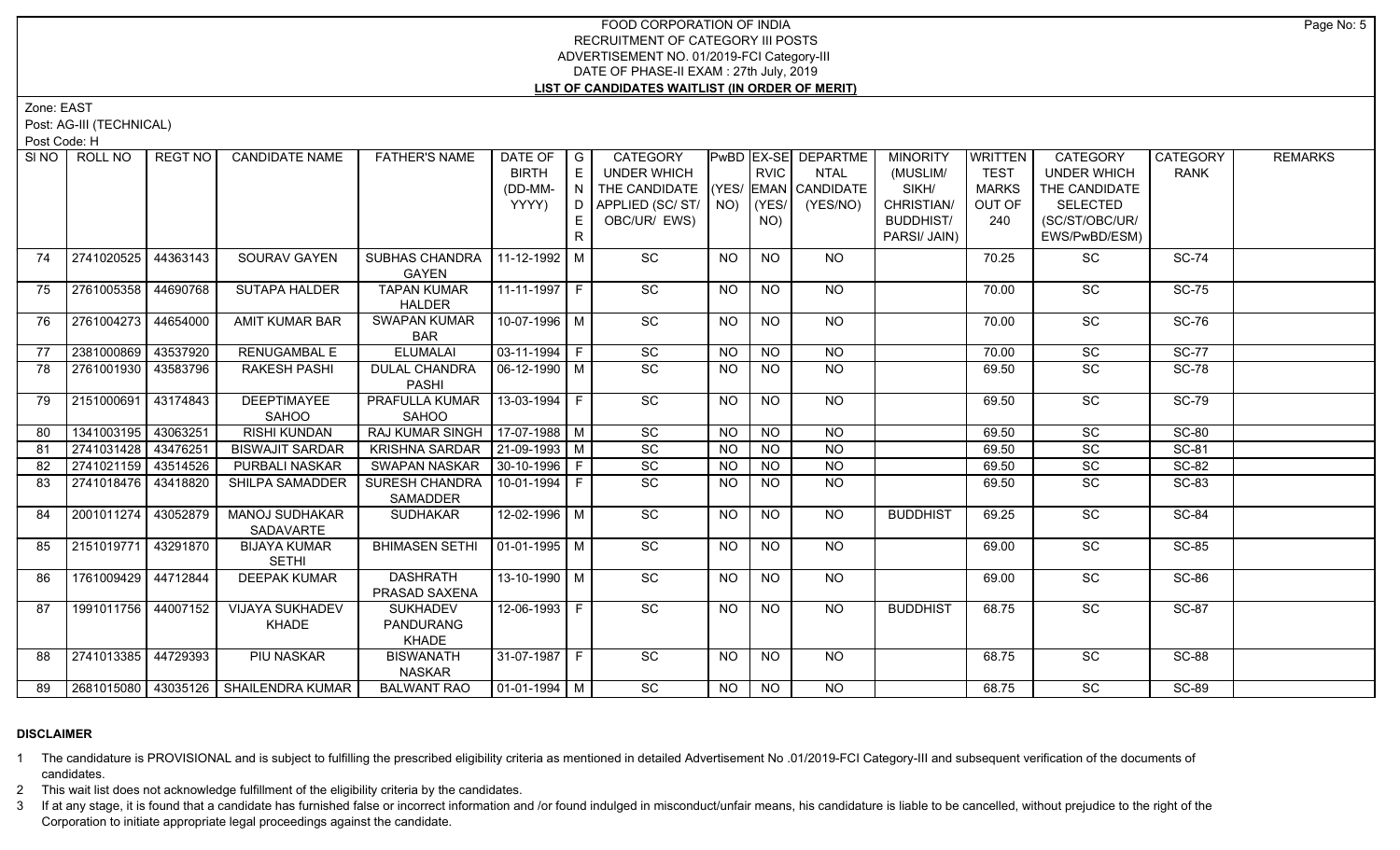# FOOD CORPORATION OF INDIA
## RECRUITMENT OF CATEGORY III POSTS
### ADVERTISEMENT NO. 01/2019-FCI Category-III
### DATE OF PHASE-II EXAM : 27th July, 2019
### LIST OF CANDIDATES WAITLIST (IN ORDER OF MERIT)

Zone: EAST

Post: AG-III (TECHNICAL)

Post Code: H

| Sl NO | ROLL NO | REGT NO | CANDIDATE NAME | FATHER'S NAME | DATE OF BIRTH (DD-MM-YYYY) | GENDER | CATEGORY UNDER WHICH THE CANDIDATE APPLIED (SC/ ST/ OBC/UR/ EWS) | PwBD (YES/ NO) | EX-SERVICEMAN (YES/ NO) | DEPARTMENTAL CANDIDATE (YES/NO) | MINORITY (MUSLIM/ SIKH/ CHRISTIAN/ BUDDHIST/ PARSI/ JAIN) | WRITTEN TEST MARKS OUT OF 240 | CATEGORY UNDER WHICH THE CANDIDATE SELECTED (SC/ST/OBC/UR/ EWS/PwBD/ESM) | CATEGORY RANK | REMARKS |
|---|---|---|---|---|---|---|---|---|---|---|---|---|---|---|---|
| 74 | 2741020525 | 44363143 | SOURAV GAYEN | SUBHAS CHANDRA GAYEN | 11-12-1992 | M | SC | NO | NO | NO | | 70.25 | SC | SC-74 | |
| 75 | 2761005358 | 44690768 | SUTAPA HALDER | TAPAN KUMAR HALDER | 11-11-1997 | F | SC | NO | NO | NO | | 70.00 | SC | SC-75 | |
| 76 | 2761004273 | 44654000 | AMIT KUMAR BAR | SWAPAN KUMAR BAR | 10-07-1996 | M | SC | NO | NO | NO | | 70.00 | SC | SC-76 | |
| 77 | 2381000869 | 43537920 | RENUGAMBAL E | ELUMALAI | 03-11-1994 | F | SC | NO | NO | NO | | 70.00 | SC | SC-77 | |
| 78 | 2761001930 | 43583796 | RAKESH PASHI | DULAL CHANDRA PASHI | 06-12-1990 | M | SC | NO | NO | NO | | 69.50 | SC | SC-78 | |
| 79 | 2151000691 | 43174843 | DEEPTIMAYEE SAHOO | PRAFULLA KUMAR SAHOO | 13-03-1994 | F | SC | NO | NO | NO | | 69.50 | SC | SC-79 | |
| 80 | 1341003195 | 43063251 | RISHI KUNDAN | RAJ KUMAR SINGH | 17-07-1988 | M | SC | NO | NO | NO | | 69.50 | SC | SC-80 | |
| 81 | 2741031428 | 43476251 | BISWAJIT SARDAR | KRISHNA SARDAR | 21-09-1993 | M | SC | NO | NO | NO | | 69.50 | SC | SC-81 | |
| 82 | 2741021159 | 43514526 | PURBALI NASKAR | SWAPAN NASKAR | 30-10-1996 | F | SC | NO | NO | NO | | 69.50 | SC | SC-82 | |
| 83 | 2741018476 | 43418820 | SHILPA SAMADDER | SURESH CHANDRA SAMADDER | 10-01-1994 | F | SC | NO | NO | NO | | 69.50 | SC | SC-83 | |
| 84 | 2001011274 | 43052879 | MANOJ SUDHAKAR SADAVARTE | SUDHAKAR | 12-02-1996 | M | SC | NO | NO | NO | BUDDHIST | 69.25 | SC | SC-84 | |
| 85 | 2151019771 | 43291870 | BIJAYA KUMAR SETHI | BHIMASEN SETHI | 01-01-1995 | M | SC | NO | NO | NO | | 69.00 | SC | SC-85 | |
| 86 | 1761009429 | 44712844 | DEEPAK KUMAR | DASHRATH PRASAD SAXENA | 13-10-1990 | M | SC | NO | NO | NO | | 69.00 | SC | SC-86 | |
| 87 | 1991011756 | 44007152 | VIJAYA SUKHADEV KHADE | SUKHADEV PANDURANG KHADE | 12-06-1993 | F | SC | NO | NO | NO | BUDDHIST | 68.75 | SC | SC-87 | |
| 88 | 2741013385 | 44729393 | PIU NASKAR | BISWANATH NASKAR | 31-07-1987 | F | SC | NO | NO | NO | | 68.75 | SC | SC-88 | |
| 89 | 2681015080 | 43035126 | SHAILENDRA KUMAR | BALWANT RAO | 01-01-1994 | M | SC | NO | NO | NO | | 68.75 | SC | SC-89 | |

**DISCLAIMER**

1 The candidature is PROVISIONAL and is subject to fulfilling the prescribed eligibility criteria as mentioned in detailed Advertisement No .01/2019-FCI Category-III and subsequent verification of the documents of candidates.

2 This wait list does not acknowledge fulfillment of the eligibility criteria by the candidates.

3 If at any stage, it is found that a candidate has furnished false or incorrect information and /or found indulged in misconduct/unfair means, his candidature is liable to be cancelled, without prejudice to the right of the Corporation to initiate appropriate legal proceedings against the candidate.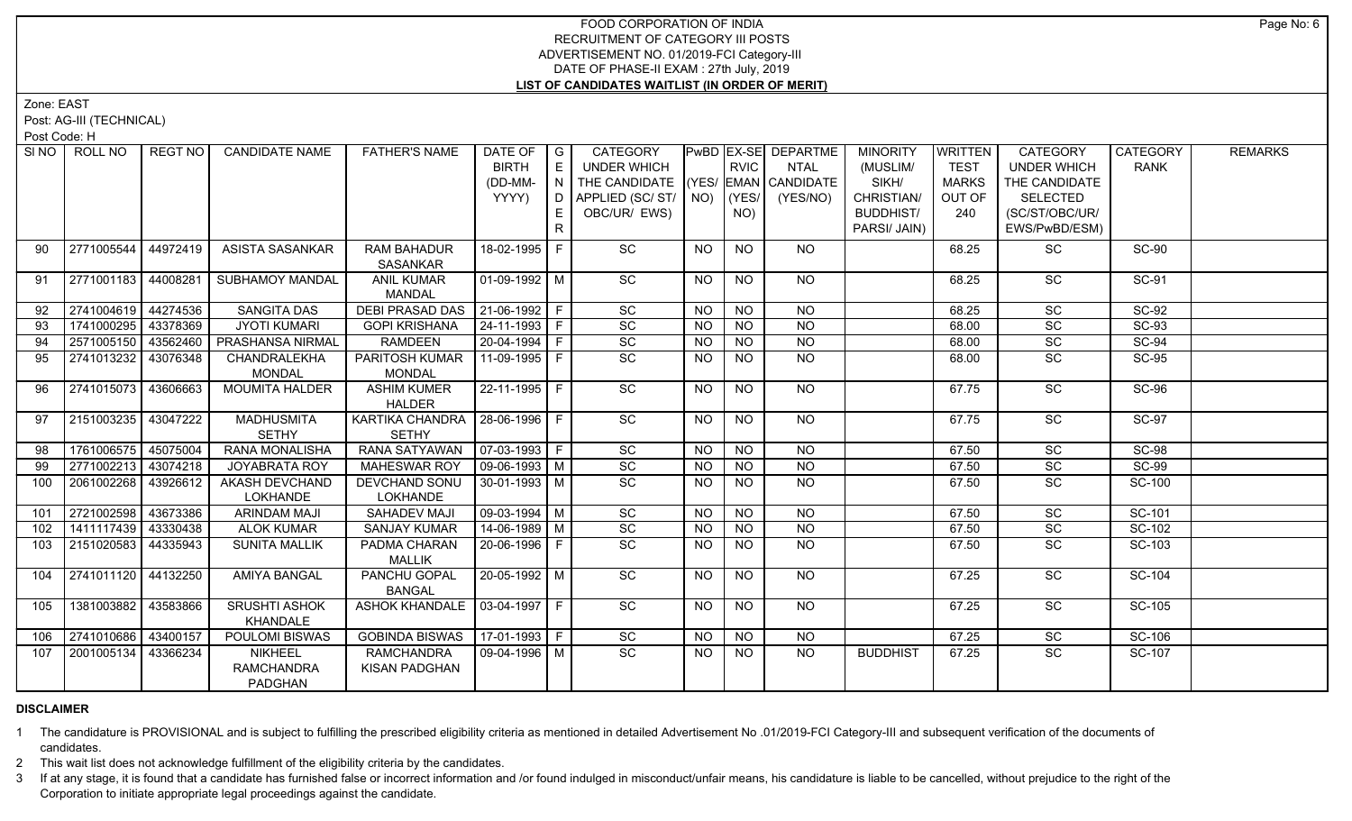FOOD CORPORATION OF INDIA
RECRUITMENT OF CATEGORY III POSTS
ADVERTISEMENT NO. 01/2019-FCI Category-III
DATE OF PHASE-II EXAM : 27th July, 2019
**LIST OF CANDIDATES WAITLIST (IN ORDER OF MERIT)**

Zone: EAST

Post: AG-III (TECHNICAL)

Post Code: H

| SI NO | ROLL NO | REGT NO | CANDIDATE NAME | FATHER'S NAME | DATE OF BIRTH (DD-MM-YYYY) | GENDER | CATEGORY UNDER WHICH THE CANDIDATE APPLIED (SC/ ST/ OBC/UR/ EWS) | PwBD (YES/ NO) | EX-SERVICEMAN (YES/ NO) | DEPARTMENTAL CANDIDATE (YES/NO) | MINORITY (MUSLIM/ SIKH/ CHRISTIAN/ BUDDHIST/ PARSI/ JAIN) | WRITTEN TEST MARKS OUT OF 240 | CATEGORY UNDER WHICH THE CANDIDATE SELECTED (SC/ST/OBC/UR/ EWS/PwBD/ESM) | CATEGORY RANK | REMARKS |
|---|---|---|---|---|---|---|---|---|---|---|---|---|---|---|---|
| 90 | 2771005544 | 44972419 | ASISTA SASANKAR | RAM BAHADUR SASANKAR | 18-02-1995 | F | SC | NO | NO | NO | | 68.25 | SC | SC-90 | |
| 91 | 2771001183 | 44008281 | SUBHAMOY MANDAL | ANIL KUMAR MANDAL | 01-09-1992 | M | SC | NO | NO | NO | | 68.25 | SC | SC-91 | |
| 92 | 2741004619 | 44274536 | SANGITA DAS | DEBI PRASAD DAS | 21-06-1992 | F | SC | NO | NO | NO | | 68.25 | SC | SC-92 | |
| 93 | 1741000295 | 43378369 | JYOTI KUMARI | GOPI KRISHANA | 24-11-1993 | F | SC | NO | NO | NO | | 68.00 | SC | SC-93 | |
| 94 | 2571005150 | 43562460 | PRASHANSA NIRMAL | RAMDEEN | 20-04-1994 | F | SC | NO | NO | NO | | 68.00 | SC | SC-94 | |
| 95 | 2741013232 | 43076348 | CHANDRALEKHA MONDAL | PARITOSH KUMAR MONDAL | 11-09-1995 | F | SC | NO | NO | NO | | 68.00 | SC | SC-95 | |
| 96 | 2741015073 | 43606663 | MOUMITA HALDER | ASHIM KUMER HALDER | 22-11-1995 | F | SC | NO | NO | NO | | 67.75 | SC | SC-96 | |
| 97 | 2151003235 | 43047222 | MADHUSMITA SETHY | KARTIKA CHANDRA SETHY | 28-06-1996 | F | SC | NO | NO | NO | | 67.75 | SC | SC-97 | |
| 98 | 1761006575 | 45075004 | RANA MONALISHA | RANA SATYAWAN | 07-03-1993 | F | SC | NO | NO | NO | | 67.50 | SC | SC-98 | |
| 99 | 2771002213 | 43074218 | JOYABRATA ROY | MAHESWAR ROY | 09-06-1993 | M | SC | NO | NO | NO | | 67.50 | SC | SC-99 | |
| 100 | 2061002268 | 43926612 | AKASH DEVCHAND LOKHANDE | DEVCHAND SONU LOKHANDE | 30-01-1993 | M | SC | NO | NO | NO | | 67.50 | SC | SC-100 | |
| 101 | 2721002598 | 43673386 | ARINDAM MAJI | SAHADEV MAJI | 09-03-1994 | M | SC | NO | NO | NO | | 67.50 | SC | SC-101 | |
| 102 | 1411117439 | 43330438 | ALOK KUMAR | SANJAY KUMAR | 14-06-1989 | M | SC | NO | NO | NO | | 67.50 | SC | SC-102 | |
| 103 | 2151020583 | 44335943 | SUNITA MALLIK | PADMA CHARAN MALLIK | 20-06-1996 | F | SC | NO | NO | NO | | 67.50 | SC | SC-103 | |
| 104 | 2741011120 | 44132250 | AMIYA BANGAL | PANCHU GOPAL BANGAL | 20-05-1992 | M | SC | NO | NO | NO | | 67.25 | SC | SC-104 | |
| 105 | 1381003882 | 43583866 | SRUSHTI ASHOK KHANDALE | ASHOK KHANDALE | 03-04-1997 | F | SC | NO | NO | NO | | 67.25 | SC | SC-105 | |
| 106 | 2741010686 | 43400157 | POULOMI BISWAS | GOBINDA BISWAS | 17-01-1993 | F | SC | NO | NO | NO | | 67.25 | SC | SC-106 | |
| 107 | 2001005134 | 43366234 | NIKHEEL RAMCHANDRA PADGHAN | RAMCHANDRA KISAN PADGHAN | 09-04-1996 | M | SC | NO | NO | NO | BUDDHIST | 67.25 | SC | SC-107 | |

**DISCLAIMER**

1 The candidature is PROVISIONAL and is subject to fulfilling the prescribed eligibility criteria as mentioned in detailed Advertisement No .01/2019-FCI Category-III and subsequent verification of the documents of candidates.

2 This wait list does not acknowledge fulfillment of the eligibility criteria by the candidates.

3 If at any stage, it is found that a candidate has furnished false or incorrect information and /or found indulged in misconduct/unfair means, his candidature is liable to be cancelled, without prejudice to the right of the Corporation to initiate appropriate legal proceedings against the candidate.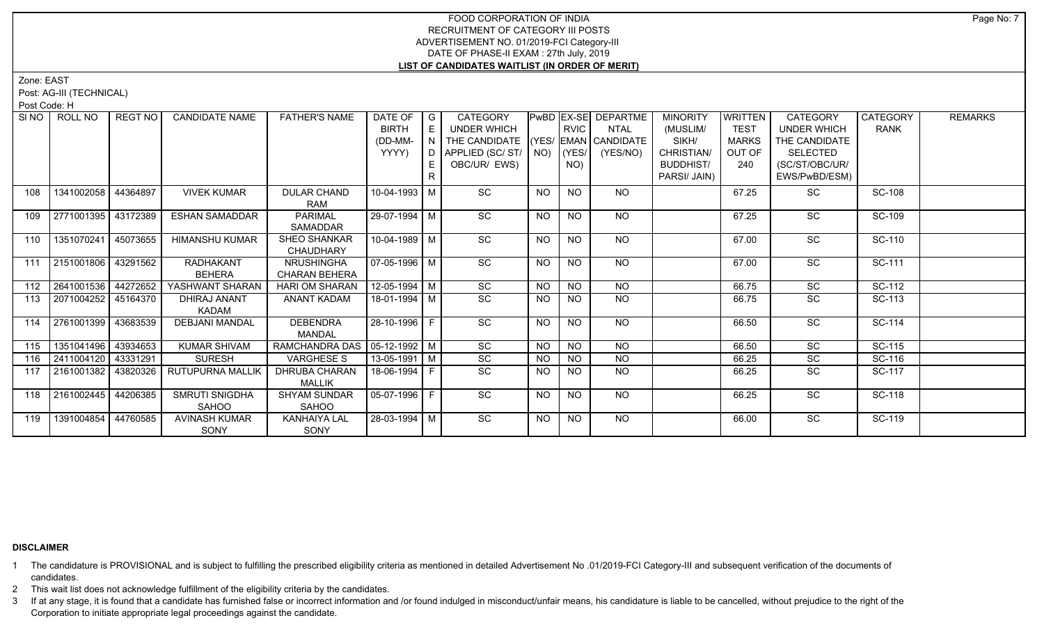FOOD CORPORATION OF INDIA
RECRUITMENT OF CATEGORY III POSTS
ADVERTISEMENT NO. 01/2019-FCI Category-III
DATE OF PHASE-II EXAM : 27th July, 2019
**LIST OF CANDIDATES WAITLIST (IN ORDER OF MERIT)**

Zone: EAST
Post: AG-III (TECHNICAL)
Post Code: H

| SI NO | ROLL NO | REGT NO | CANDIDATE NAME | FATHER'S NAME | DATE OF BIRTH (DD-MM-YYYY) | GENDER | CATEGORY UNDER WHICH THE CANDIDATE APPLIED (SC/ ST/ OBC/UR/ EWS) | PwBD (YES/ NO) | EX-SERVICEMAN (YES/ NO) | DEPARTMENTAL CANDIDATE (YES/NO) | MINORITY (MUSLIM/ SIKH/ CHRISTIAN/ BUDDHIST/ PARSI/ JAIN) | WRITTEN TEST MARKS OUT OF 240 | CATEGORY UNDER WHICH THE CANDIDATE SELECTED (SC/ST/OBC/UR/ EWS/PwBD/ESM) | CATEGORY RANK | REMARKS |
|---|---|---|---|---|---|---|---|---|---|---|---|---|---|---|---|
| 108 | 1341002058 | 44364897 | VIVEK KUMAR | DULAR CHAND RAM | 10-04-1993 | M | SC | NO | NO | NO | | 67.25 | SC | SC-108 | |
| 109 | 2771001395 | 43172389 | ESHAN SAMADDAR | PARIMAL SAMADDAR | 29-07-1994 | M | SC | NO | NO | NO | | 67.25 | SC | SC-109 | |
| 110 | 1351070241 | 45073655 | HIMANSHU KUMAR | SHEO SHANKAR CHAUDHARY | 10-04-1989 | M | SC | NO | NO | NO | | 67.00 | SC | SC-110 | |
| 111 | 2151001806 | 43291562 | RADHAKANT BEHERA | NRUSHINGHA CHARAN BEHERA | 07-05-1996 | M | SC | NO | NO | NO | | 67.00 | SC | SC-111 | |
| 112 | 2641001536 | 44272652 | YASHWANT SHARAN | HARI OM SHARAN | 12-05-1994 | M | SC | NO | NO | NO | | 66.75 | SC | SC-112 | |
| 113 | 2071004252 | 45164370 | DHIRAJ ANANT KADAM | ANANT KADAM | 18-01-1994 | M | SC | NO | NO | NO | | 66.75 | SC | SC-113 | |
| 114 | 2761001399 | 43683539 | DEBJANI MANDAL | DEBENDRA MANDAL | 28-10-1996 | F | SC | NO | NO | NO | | 66.50 | SC | SC-114 | |
| 115 | 1351041496 | 43934653 | KUMAR SHIVAM | RAMCHANDRA DAS | 05-12-1992 | M | SC | NO | NO | NO | | 66.50 | SC | SC-115 | |
| 116 | 2411004120 | 43331291 | SURESH | VARGHESE S | 13-05-1991 | M | SC | NO | NO | NO | | 66.25 | SC | SC-116 | |
| 117 | 2161001382 | 43820326 | RUTUPURNA MALLIK | DHRUBA CHARAN MALLIK | 18-06-1994 | F | SC | NO | NO | NO | | 66.25 | SC | SC-117 | |
| 118 | 2161002445 | 44206385 | SMRUTI SNIGDHA SAHOO | SHYAM SUNDAR SAHOO | 05-07-1996 | F | SC | NO | NO | NO | | 66.25 | SC | SC-118 | |
| 119 | 1391004854 | 44760585 | AVINASH KUMAR SONY | KANHAIYA LAL SONY | 28-03-1994 | M | SC | NO | NO | NO | | 66.00 | SC | SC-119 | |

**DISCLAIMER**

1 The candidature is PROVISIONAL and is subject to fulfilling the prescribed eligibility criteria as mentioned in detailed Advertisement No .01/2019-FCI Category-III and subsequent verification of the documents of candidates.
2 This wait list does not acknowledge fulfillment of the eligibility criteria by the candidates.
3 If at any stage, it is found that a candidate has furnished false or incorrect information and /or found indulged in misconduct/unfair means, his candidature is liable to be cancelled, without prejudice to the right of the Corporation to initiate appropriate legal proceedings against the candidate.